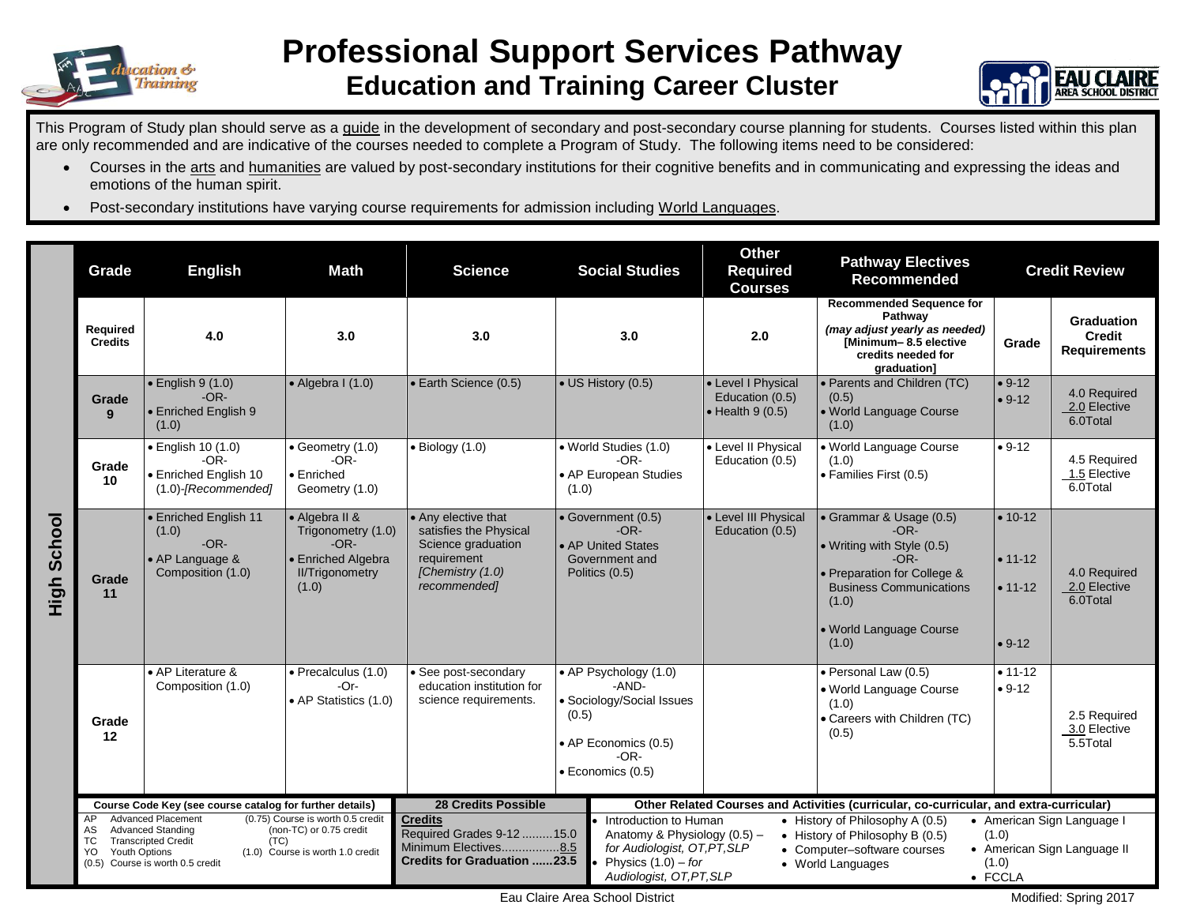# Professional Support Services Pathway

## Education and Training Career Cluster

This Program of Study plan should serve as a guide in the development of secondary and post-secondary course planning for students. Courses listed within this plan are only recommended and are indicative of the courses needed to complete a Program of Study. The following items need to be considered:

- Courses in the arts and humanities are valued by post-secondary institutions for their cognitive benefits and in communicating and expressing the ideas and emotions of the human spirit.
- Post-secondary institutions have varying course requirements for admission including World Languages.

**High School**

| Grade | English | Math | Science | Social Studies | Other Required Courses | Pathway Electives Recommended | Credit Review | |
|---|---|---|---|---|---|---|---|---|
| Required Credits | 4.0 | 3.0 | 3.0 | 3.0 | 2.0 | **Recommended Sequence for Pathway** *(may adjust yearly as needed)* **[Minimum– 8.5 elective credits needed for graduation]** | Grade | Graduation Credit Requirements |
| Grade 9 | • English 9 (1.0) -OR- • Enriched English 9 (1.0) | • Algebra I (1.0) | • Earth Science (0.5) | • US History (0.5) | • Level I Physical Education (0.5) • Health 9 (0.5) | • Parents and Children (TC) (0.5) • World Language Course (1.0) | • 9-12 • 9-12 | 4.0 Required 2.0 Elective 6.0Total |
| Grade 10 | • English 10 (1.0) -OR- • Enriched English 10 (1.0)-*[Recommended]* | • Geometry (1.0) -OR- • Enriched Geometry (1.0) | • Biology (1.0) | • World Studies (1.0) -OR- • AP European Studies (1.0) | • Level II Physical Education (0.5) | • World Language Course (1.0) • Families First (0.5) | • 9-12 | 4.5 Required 1.5 Elective 6.0Total |
| Grade 11 | • Enriched English 11 (1.0) -OR- • AP Language & Composition (1.0) | • Algebra II & Trigonometry (1.0) -OR- • Enriched Algebra II/Trigonometry (1.0) | • Any elective that satisfies the Physical Science graduation requirement *[Chemistry (1.0) recommended]* | • Government (0.5) -OR- • AP United States Government and Politics (0.5) | • Level III Physical Education (0.5) | • Grammar & Usage (0.5) -OR- • Writing with Style (0.5) -OR- • Preparation for College & Business Communications (1.0) • World Language Course (1.0) | • 10-12 • 11-12 • 11-12 • 9-12 | 4.0 Required 2.0 Elective 6.0Total |
| Grade 12 | • AP Literature & Composition (1.0) | • Precalculus (1.0) -Or- • AP Statistics (1.0) | • See post-secondary education institution for science requirements. | • AP Psychology (1.0) -AND- • Sociology/Social Issues (0.5) • AP Economics (0.5) -OR- • Economics (0.5) | | • Personal Law (0.5) • World Language Course (1.0) • Careers with Children (TC) (0.5) | • 11-12 • 9-12 | 2.5 Required 3.0 Elective 5.5Total |

**Course Code Key (see course catalog for further details)**

- AP Advanced Placement
- AS Advanced Standing
- TC Transcripted Credit
- YO Youth Options
- (0.5) Course is worth 0.5 credit
- (0.75) Course is worth 0.5 credit (non-TC) or 0.75 credit (TC)
- (1.0) Course is worth 1.0 credit

**28 Credits Possible**

**Credits**
Required Grades 9-12 .........15.0
Minimum Electives.................8.5
**Credits for Graduation ......23.5**

**Other Related Courses and Activities (curricular, co-curricular, and extra-curricular)**

- Introduction to Human Anatomy & Physiology (0.5) – *for Audiologist, OT,PT,SLP*
- Physics (1.0) – *for Audiologist, OT,PT,SLP*
- History of Philosophy A (0.5)
- History of Philosophy B (0.5)
- Computer–software courses
- World Languages
- American Sign Language I (1.0)
- American Sign Language II (1.0)
- FCCLA

Eau Claire Area School District

Modified: Spring 2017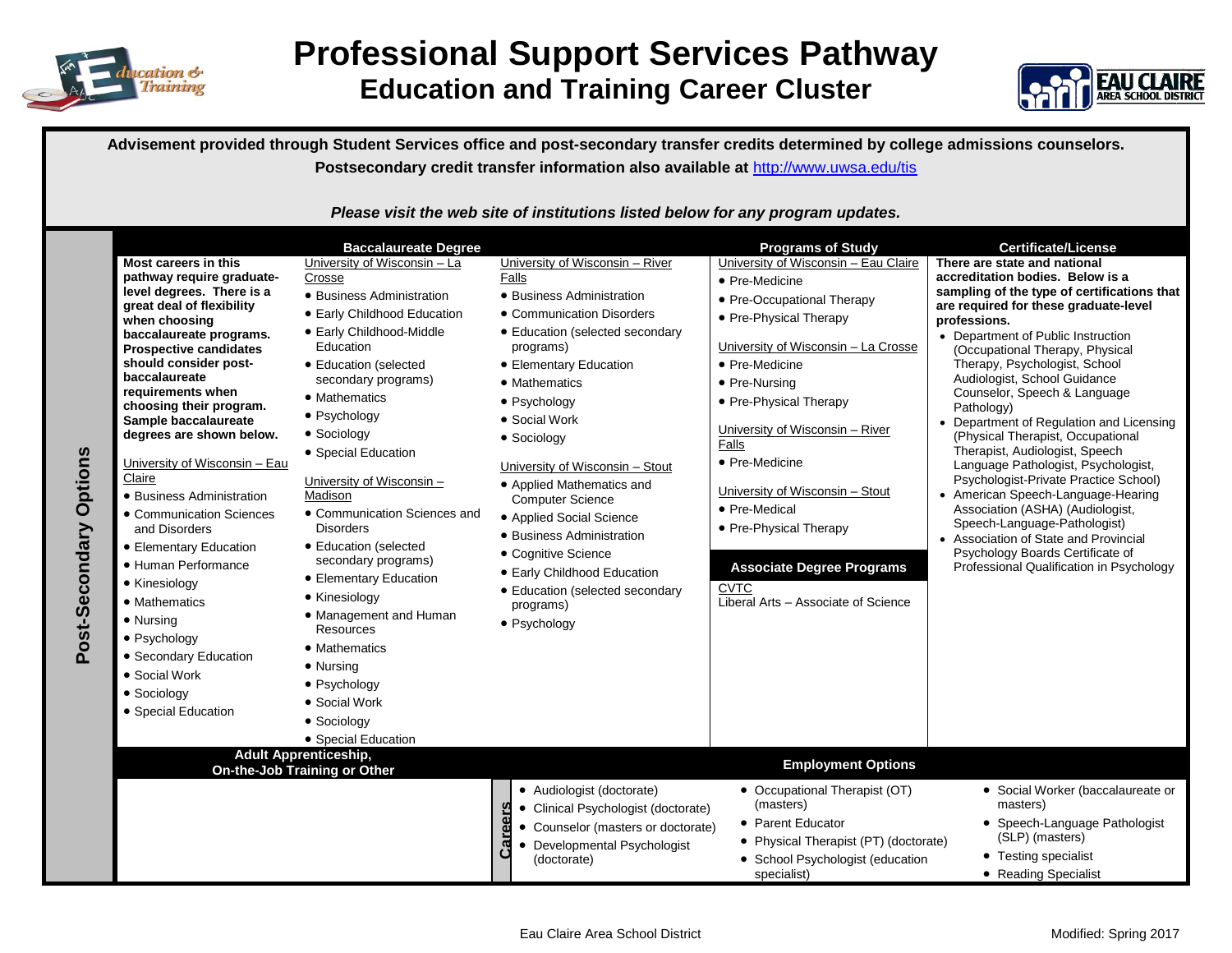# Professional Support Services Pathway

## Education and Training Career Cluster

**Advisement provided through Student Services office and post-secondary transfer credits determined by college admissions counselors.**

**Postsecondary credit transfer information also available at http://www.uwsa.edu/tis**

***Please visit the web site of institutions listed below for any program updates.***

## Post-Secondary Options

### Baccalaureate Degree

**Most careers in this pathway require graduate-level degrees. There is a great deal of flexibility when choosing baccalaureate programs. Prospective candidates should consider post-baccalaureate requirements when choosing their program. Sample baccalaureate degrees are shown below.**

University of Wisconsin – Eau Claire
- Business Administration
- Communication Sciences and Disorders
- Elementary Education
- Human Performance
- Kinesiology
- Mathematics
- Nursing
- Psychology
- Secondary Education
- Social Work
- Sociology
- Special Education

University of Wisconsin – La Crosse
- Business Administration
- Early Childhood Education
- Early Childhood-Middle Education
- Education (selected secondary programs)
- Mathematics
- Psychology
- Sociology
- Special Education

University of Wisconsin – Madison
- Communication Sciences and Disorders
- Education (selected secondary programs)
- Elementary Education
- Kinesiology
- Management and Human Resources
- Mathematics
- Nursing
- Psychology
- Social Work
- Sociology
- Special Education

University of Wisconsin – River Falls
- Business Administration
- Communication Disorders
- Education (selected secondary programs)
- Elementary Education
- Mathematics
- Psychology
- Social Work
- Sociology

University of Wisconsin – Stout
- Applied Mathematics and Computer Science
- Applied Social Science
- Business Administration
- Cognitive Science
- Early Childhood Education
- Education (selected secondary programs)
- Psychology

### Programs of Study

University of Wisconsin – Eau Claire
- Pre-Medicine
- Pre-Occupational Therapy
- Pre-Physical Therapy

University of Wisconsin – La Crosse
- Pre-Medicine
- Pre-Nursing
- Pre-Physical Therapy

University of Wisconsin – River Falls
- Pre-Medicine

University of Wisconsin – Stout
- Pre-Medical
- Pre-Physical Therapy

### Associate Degree Programs

CVTC
Liberal Arts – Associate of Science

### Certificate/License

**There are state and national accreditation bodies. Below is a sampling of the type of certifications that are required for these graduate-level professions.**

- Department of Public Instruction (Occupational Therapy, Physical Therapy, Psychologist, School Audiologist, School Guidance Counselor, Speech & Language Pathology)
- Department of Regulation and Licensing (Physical Therapist, Occupational Therapist, Audiologist, Speech Language Pathologist, Psychologist, Psychologist-Private Practice School)
- American Speech-Language-Hearing Association (ASHA) (Audiologist, Speech-Language-Pathologist)
- Association of State and Provincial Psychology Boards Certificate of Professional Qualification in Psychology

### Adult Apprenticeship, On-the-Job Training or Other

### Employment Options

**Careers**

- Audiologist (doctorate)
- Clinical Psychologist (doctorate)
- Counselor (masters or doctorate)
- Developmental Psychologist (doctorate)
- Occupational Therapist (OT) (masters)
- Parent Educator
- Physical Therapist (PT) (doctorate)
- School Psychologist (education specialist)
- Social Worker (baccalaureate or masters)
- Speech-Language Pathologist (SLP) (masters)
- Testing specialist
- Reading Specialist

Eau Claire Area School District

Modified: Spring 2017